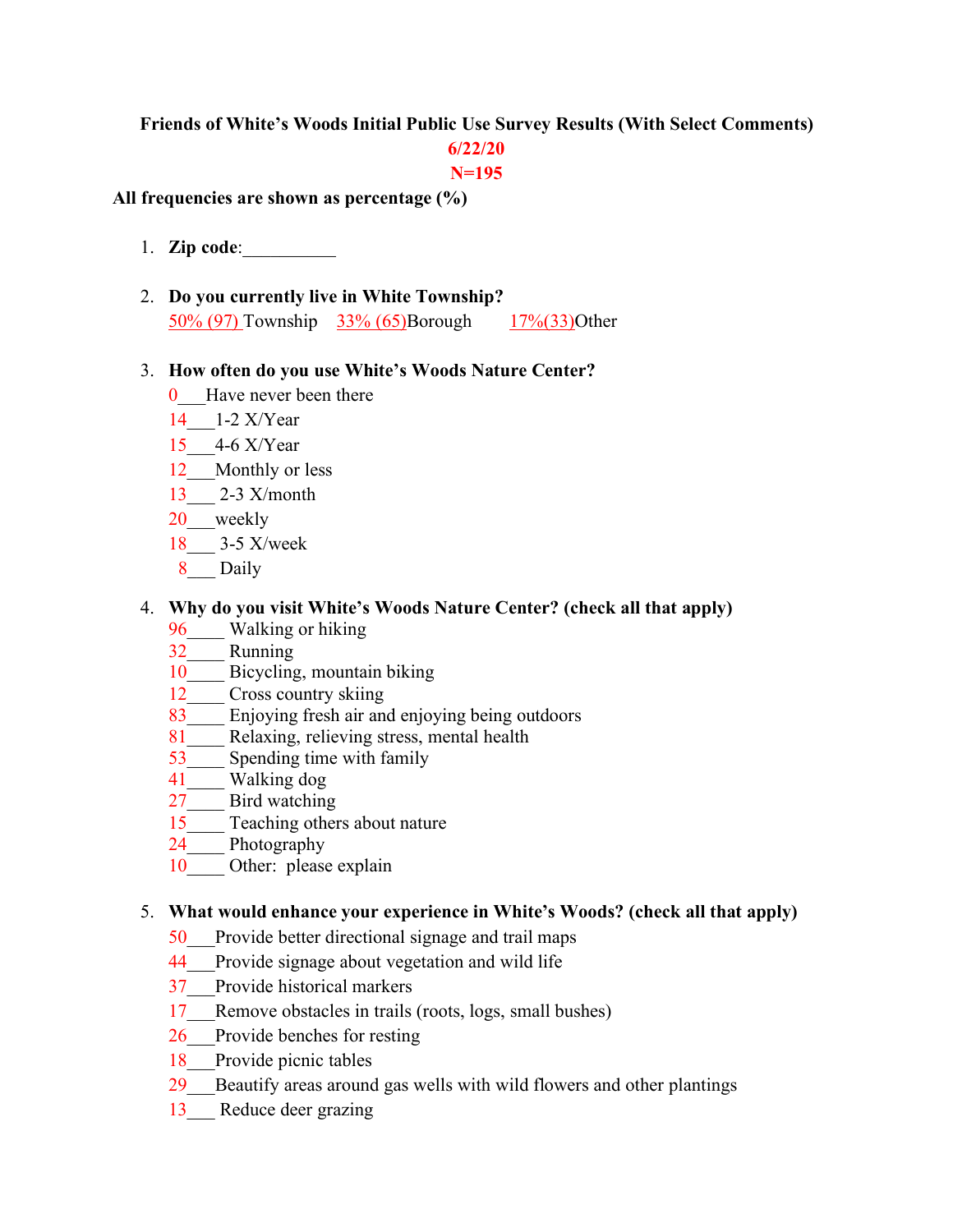**Friends of White's Woods Initial Public Use Survey Results (With Select Comments)**

**6/22/20**

**N=195**

**All frequencies are shown as percentage (%)**

1. **Zip code**:__________

2. **Do you currently live in White Township?**
   50% (97) Township 33% (65)Borough 17%(33)Other

3. **How often do you use White's Woods Nature Center?**
   0___Have never been there
   14___1-2 X/Year
   15___4-6 X/Year
   12___Monthly or less
   13___ 2-3 X/month
   20___weekly
   18___ 3-5 X/week
   8___ Daily

4. **Why do you visit White's Woods Nature Center? (check all that apply)**
   96____ Walking or hiking
   32____ Running
   10____ Bicycling, mountain biking
   12____ Cross country skiing
   83____ Enjoying fresh air and enjoying being outdoors
   81____ Relaxing, relieving stress, mental health
   53____ Spending time with family
   41____ Walking dog
   27____ Bird watching
   15____ Teaching others about nature
   24____ Photography
   10____ Other: please explain

5. **What would enhance your experience in White's Woods? (check all that apply)**
   50___Provide better directional signage and trail maps
   44___Provide signage about vegetation and wild life
   37___Provide historical markers
   17___Remove obstacles in trails (roots, logs, small bushes)
   26___Provide benches for resting
   18___Provide picnic tables
   29___Beautify areas around gas wells with wild flowers and other plantings
   13___ Reduce deer grazing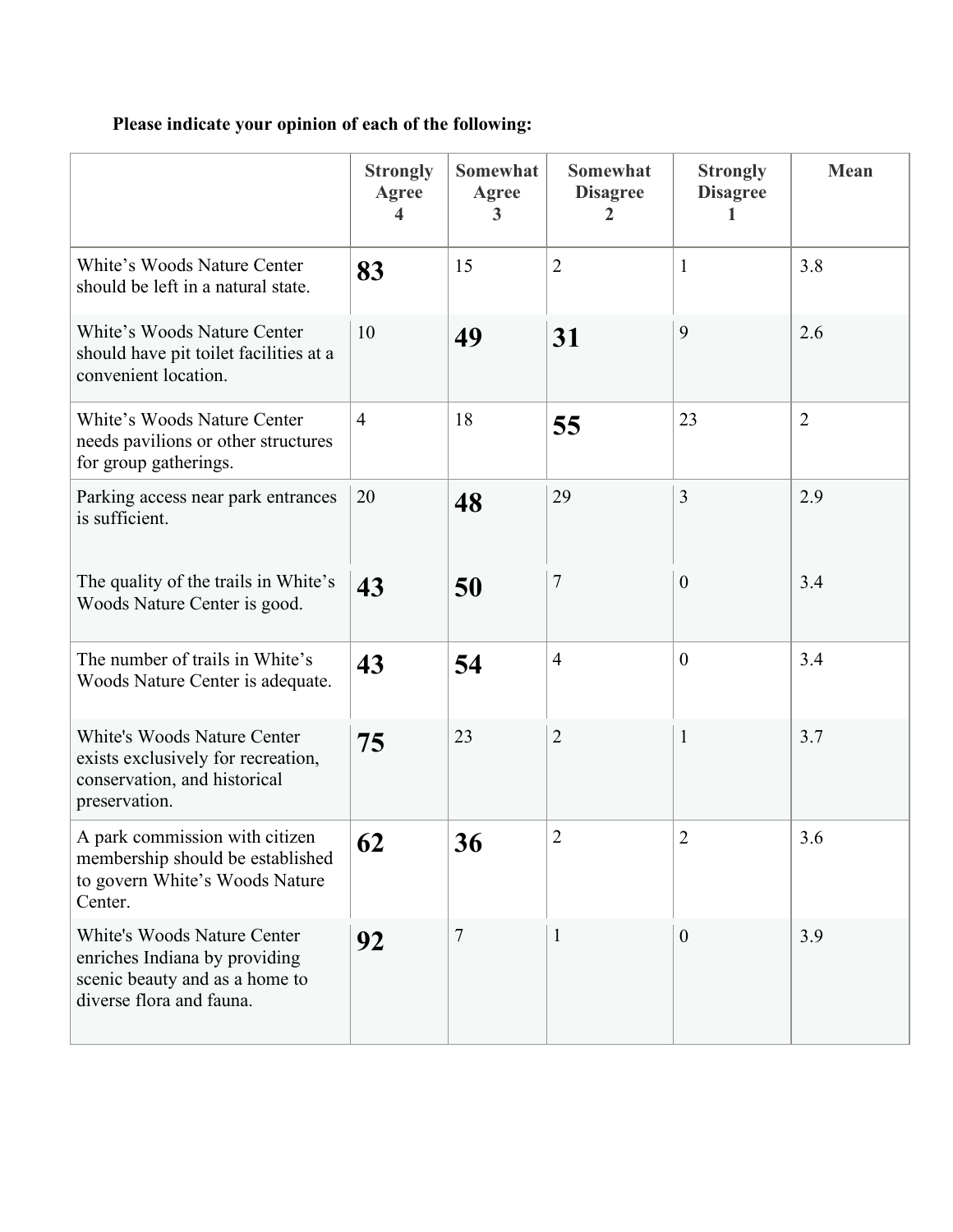**Please indicate your opinion of each of the following:**

| | Strongly Agree 4 | Somewhat Agree 3 | Somewhat Disagree 2 | Strongly Disagree 1 | Mean |
|---|---|---|---|---|---|
| White's Woods Nature Center should be left in a natural state. | **83** | 15 | 2 | 1 | 3.8 |
| White's Woods Nature Center should have pit toilet facilities at a convenient location. | 10 | **49** | **31** | 9 | 2.6 |
| White's Woods Nature Center needs pavilions or other structures for group gatherings. | 4 | 18 | **55** | 23 | 2 |
| Parking access near park entrances is sufficient. | 20 | **48** | 29 | 3 | 2.9 |
| The quality of the trails in White's Woods Nature Center is good. | **43** | **50** | 7 | 0 | 3.4 |
| The number of trails in White's Woods Nature Center is adequate. | **43** | **54** | 4 | 0 | 3.4 |
| White's Woods Nature Center exists exclusively for recreation, conservation, and historical preservation. | **75** | 23 | 2 | 1 | 3.7 |
| A park commission with citizen membership should be established to govern White's Woods Nature Center. | **62** | **36** | 2 | 2 | 3.6 |
| White's Woods Nature Center enriches Indiana by providing scenic beauty and as a home to diverse flora and fauna. | **92** | 7 | 1 | 0 | 3.9 |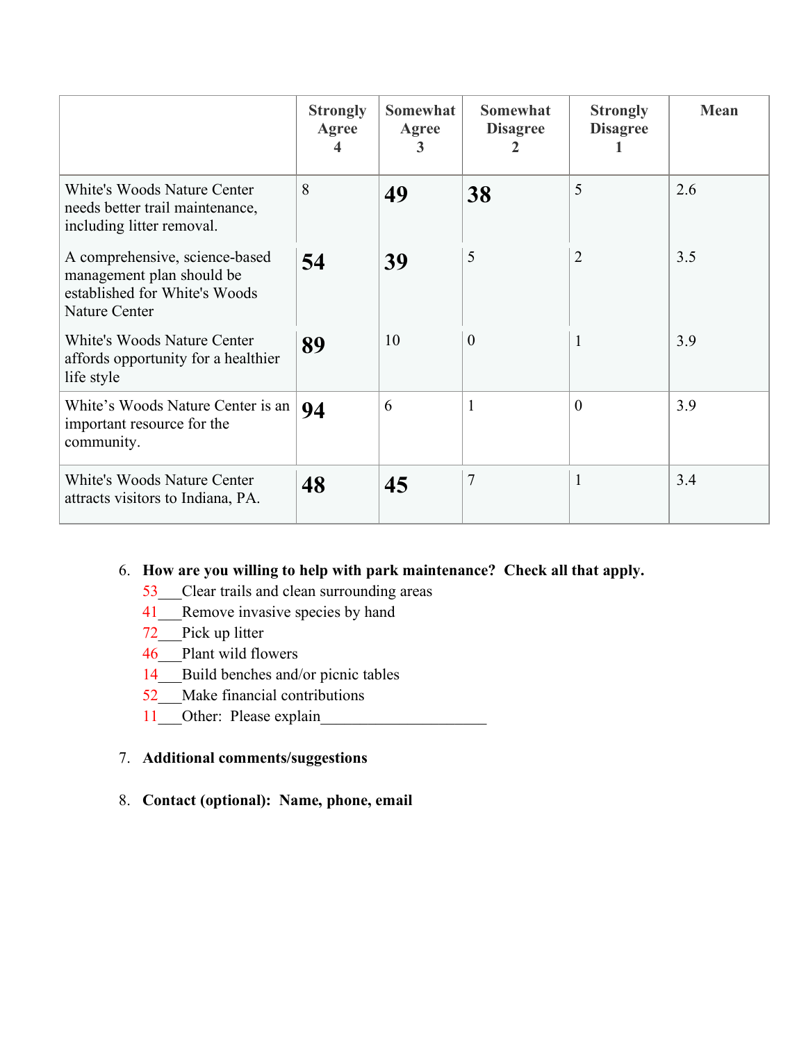| | Strongly Agree 4 | Somewhat Agree 3 | Somewhat Disagree 2 | Strongly Disagree 1 | Mean |
|---|---|---|---|---|---|
| White's Woods Nature Center needs better trail maintenance, including litter removal. | 8 | **49** | **38** | 5 | 2.6 |
| A comprehensive, science-based management plan should be established for White's Woods Nature Center | **54** | **39** | 5 | 2 | 3.5 |
| White's Woods Nature Center affords opportunity for a healthier life style | **89** | 10 | 0 | 1 | 3.9 |
| White's Woods Nature Center is an important resource for the community. | **94** | 6 | 1 | 0 | 3.9 |
| White's Woods Nature Center attracts visitors to Indiana, PA. | **48** | **45** | 7 | 1 | 3.4 |

6. **How are you willing to help with park maintenance? Check all that apply.**
   - 53___Clear trails and clean surrounding areas
   - 41___Remove invasive species by hand
   - 72___Pick up litter
   - 46___Plant wild flowers
   - 14___Build benches and/or picnic tables
   - 52___Make financial contributions
   - 11___Other: Please explain_____________________

7. **Additional comments/suggestions**

8. **Contact (optional): Name, phone, email**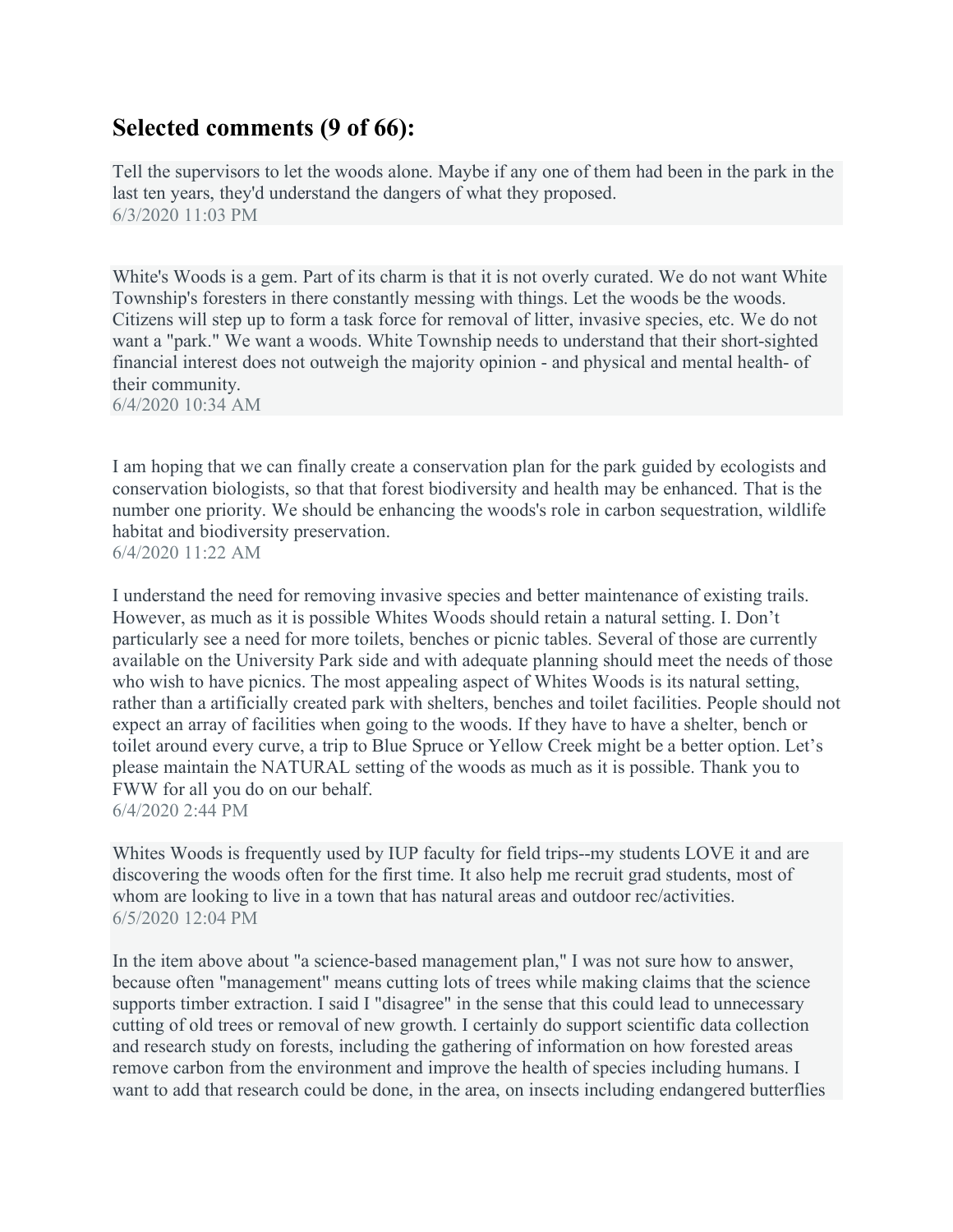## Selected comments (9 of 66):

Tell the supervisors to let the woods alone. Maybe if any one of them had been in the park in the last ten years, they'd understand the dangers of what they proposed.
6/3/2020 11:03 PM

White's Woods is a gem. Part of its charm is that it is not overly curated. We do not want White Township's foresters in there constantly messing with things. Let the woods be the woods. Citizens will step up to form a task force for removal of litter, invasive species, etc. We do not want a "park." We want a woods. White Township needs to understand that their short-sighted financial interest does not outweigh the majority opinion - and physical and mental health- of their community.
6/4/2020 10:34 AM

I am hoping that we can finally create a conservation plan for the park guided by ecologists and conservation biologists, so that that forest biodiversity and health may be enhanced. That is the number one priority. We should be enhancing the woods's role in carbon sequestration, wildlife habitat and biodiversity preservation.
6/4/2020 11:22 AM

I understand the need for removing invasive species and better maintenance of existing trails. However, as much as it is possible Whites Woods should retain a natural setting. I. Don't particularly see a need for more toilets, benches or picnic tables. Several of those are currently available on the University Park side and with adequate planning should meet the needs of those who wish to have picnics. The most appealing aspect of Whites Woods is its natural setting, rather than a artificially created park with shelters, benches and toilet facilities. People should not expect an array of facilities when going to the woods. If they have to have a shelter, bench or toilet around every curve, a trip to Blue Spruce or Yellow Creek might be a better option. Let's please maintain the NATURAL setting of the woods as much as it is possible. Thank you to FWW for all you do on our behalf.
6/4/2020 2:44 PM

Whites Woods is frequently used by IUP faculty for field trips--my students LOVE it and are discovering the woods often for the first time. It also help me recruit grad students, most of whom are looking to live in a town that has natural areas and outdoor rec/activities.
6/5/2020 12:04 PM

In the item above about "a science-based management plan," I was not sure how to answer, because often "management" means cutting lots of trees while making claims that the science supports timber extraction. I said I "disagree" in the sense that this could lead to unnecessary cutting of old trees or removal of new growth. I certainly do support scientific data collection and research study on forests, including the gathering of information on how forested areas remove carbon from the environment and improve the health of species including humans. I want to add that research could be done, in the area, on insects including endangered butterflies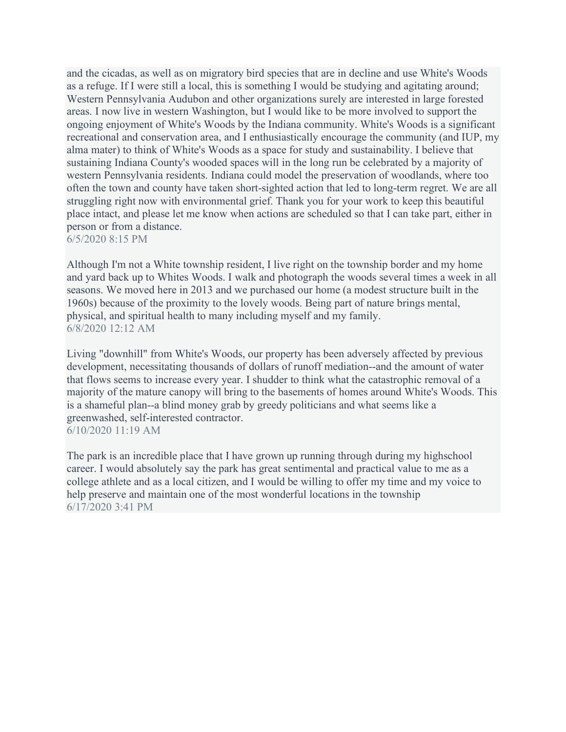and the cicadas, as well as on migratory bird species that are in decline and use White's Woods as a refuge. If I were still a local, this is something I would be studying and agitating around; Western Pennsylvania Audubon and other organizations surely are interested in large forested areas. I now live in western Washington, but I would like to be more involved to support the ongoing enjoyment of White's Woods by the Indiana community. White's Woods is a significant recreational and conservation area, and I enthusiastically encourage the community (and IUP, my alma mater) to think of White's Woods as a space for study and sustainability. I believe that sustaining Indiana County's wooded spaces will in the long run be celebrated by a majority of western Pennsylvania residents. Indiana could model the preservation of woodlands, where too often the town and county have taken short-sighted action that led to long-term regret. We are all struggling right now with environmental grief. Thank you for your work to keep this beautiful place intact, and please let me know when actions are scheduled so that I can take part, either in person or from a distance.
6/5/2020 8:15 PM

Although I'm not a White township resident, I live right on the township border and my home and yard back up to Whites Woods. I walk and photograph the woods several times a week in all seasons. We moved here in 2013 and we purchased our home (a modest structure built in the 1960s) because of the proximity to the lovely woods. Being part of nature brings mental, physical, and spiritual health to many including myself and my family.
6/8/2020 12:12 AM

Living "downhill" from White's Woods, our property has been adversely affected by previous development, necessitating thousands of dollars of runoff mediation--and the amount of water that flows seems to increase every year. I shudder to think what the catastrophic removal of a majority of the mature canopy will bring to the basements of homes around White's Woods. This is a shameful plan--a blind money grab by greedy politicians and what seems like a greenwashed, self-interested contractor.
6/10/2020 11:19 AM

The park is an incredible place that I have grown up running through during my highschool career. I would absolutely say the park has great sentimental and practical value to me as a college athlete and as a local citizen, and I would be willing to offer my time and my voice to help preserve and maintain one of the most wonderful locations in the township
6/17/2020 3:41 PM